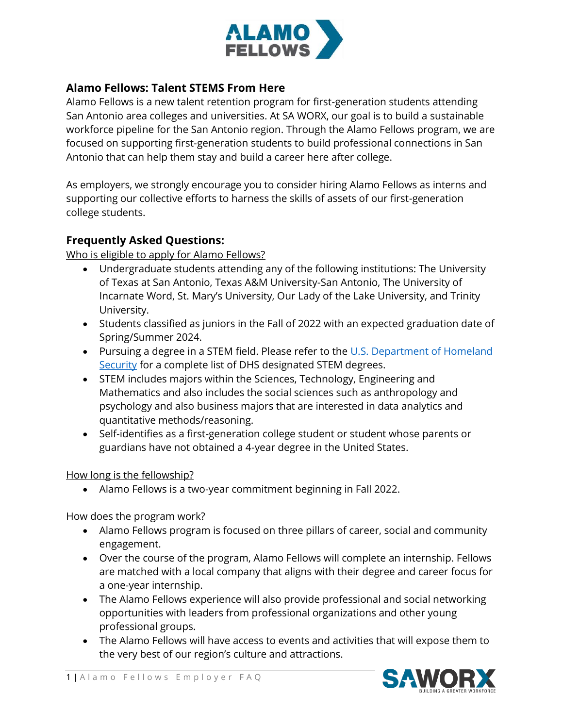## Alamo Fellows: Talent STEMS From Here

Alamo Fellows is a new talent retention program for first-generation students attending San Antonio area colleges and universities. At SA WORX, our goal is to build a sustainable workforce pipeline for the San Antonio region. Through the Alamo Fellows program, we are focused on supporting first-generation students to build professional connections in San Antonio that can help them stay and build a career here after college.

As employers, we strongly encourage you to consider hiring Alamo Fellows as interns and supporting our collective efforts to harness the skills of assets of our first-generation college students.

## Frequently Asked Questions:

Who is eligible to apply for Alamo Fellows?

- Undergraduate students attending any of the following institutions: The University of Texas at San Antonio, Texas A&M University-San Antonio, The University of Incarnate Word, St. Mary's University, Our Lady of the Lake University, and Trinity University.
- Students classified as juniors in the Fall of 2022 with an expected graduation date of Spring/Summer 2024.
- Pursuing a degree in a STEM field. Please refer to the U.S. Department of Homeland Security for a complete list of DHS designated STEM degrees.
- STEM includes majors within the Sciences, Technology, Engineering and Mathematics and also includes the social sciences such as anthropology and psychology and also business majors that are interested in data analytics and quantitative methods/reasoning.
- Self-identifies as a first-generation college student or student whose parents or guardians have not obtained a 4-year degree in the United States.

How long is the fellowship?

- Alamo Fellows is a two-year commitment beginning in Fall 2022.

How does the program work?

- Alamo Fellows program is focused on three pillars of career, social and community engagement.
- Over the course of the program, Alamo Fellows will complete an internship. Fellows are matched with a local company that aligns with their degree and career focus for a one-year internship.
- The Alamo Fellows experience will also provide professional and social networking opportunities with leaders from professional organizations and other young professional groups.
- The Alamo Fellows will have access to events and activities that will expose them to the very best of our region's culture and attractions.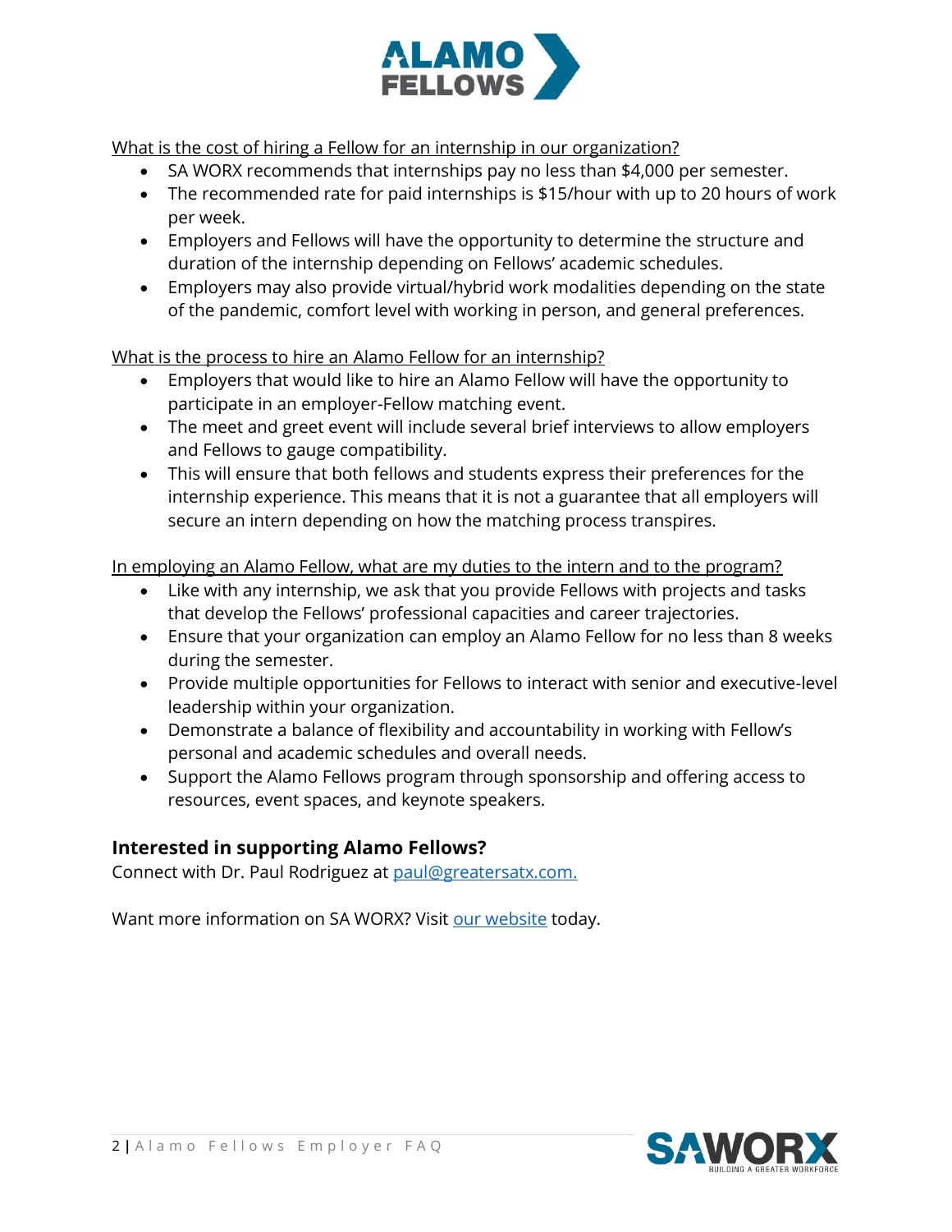What is the cost of hiring a Fellow for an internship in our organization?

- SA WORX recommends that internships pay no less than $4,000 per semester.
- The recommended rate for paid internships is $15/hour with up to 20 hours of work per week.
- Employers and Fellows will have the opportunity to determine the structure and duration of the internship depending on Fellows' academic schedules.
- Employers may also provide virtual/hybrid work modalities depending on the state of the pandemic, comfort level with working in person, and general preferences.

What is the process to hire an Alamo Fellow for an internship?

- Employers that would like to hire an Alamo Fellow will have the opportunity to participate in an employer-Fellow matching event.
- The meet and greet event will include several brief interviews to allow employers and Fellows to gauge compatibility.
- This will ensure that both fellows and students express their preferences for the internship experience. This means that it is not a guarantee that all employers will secure an intern depending on how the matching process transpires.

In employing an Alamo Fellow, what are my duties to the intern and to the program?

- Like with any internship, we ask that you provide Fellows with projects and tasks that develop the Fellows' professional capacities and career trajectories.
- Ensure that your organization can employ an Alamo Fellow for no less than 8 weeks during the semester.
- Provide multiple opportunities for Fellows to interact with senior and executive-level leadership within your organization.
- Demonstrate a balance of flexibility and accountability in working with Fellow's personal and academic schedules and overall needs.
- Support the Alamo Fellows program through sponsorship and offering access to resources, event spaces, and keynote speakers.

### Interested in supporting Alamo Fellows?

Connect with Dr. Paul Rodriguez at paul@greatersatx.com.

Want more information on SA WORX? Visit our website today.